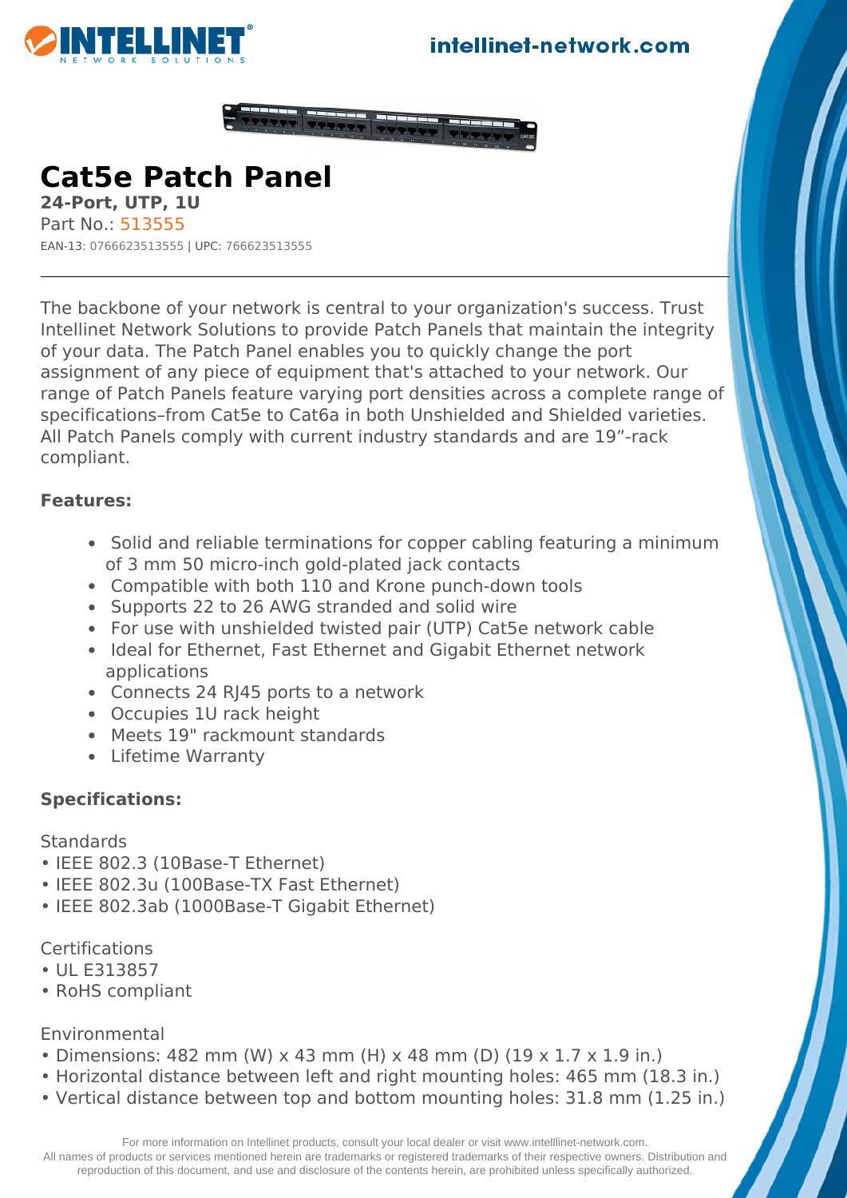# Cat5e Patch Panel

**24-Port, UTP, 1U**

Part No.: 513555

EAN-13: 0766623513555 | UPC: 766623513555

---

The backbone of your network is central to your organization's success. Trust Intellinet Network Solutions to provide Patch Panels that maintain the integrity of your data. The Patch Panel enables you to quickly change the port assignment of any piece of equipment that's attached to your network. Our range of Patch Panels feature varying port densities across a complete range of specifications–from Cat5e to Cat6a in both Unshielded and Shielded varieties. All Patch Panels comply with current industry standards and are 19”-rack compliant.

**Features:**

- Solid and reliable terminations for copper cabling featuring a minimum of 3 mm 50 micro-inch gold-plated jack contacts
- Compatible with both 110 and Krone punch-down tools
- Supports 22 to 26 AWG stranded and solid wire
- For use with unshielded twisted pair (UTP) Cat5e network cable
- Ideal for Ethernet, Fast Ethernet and Gigabit Ethernet network applications
- Connects 24 RJ45 ports to a network
- Occupies 1U rack height
- Meets 19" rackmount standards
- Lifetime Warranty

**Specifications:**

Standards
- IEEE 802.3 (10Base-T Ethernet)
- IEEE 802.3u (100Base-TX Fast Ethernet)
- IEEE 802.3ab (1000Base-T Gigabit Ethernet)

Certifications
- UL E313857
- RoHS compliant

Environmental
- Dimensions: 482 mm (W) x 43 mm (H) x 48 mm (D) (19 x 1.7 x 1.9 in.)
- Horizontal distance between left and right mounting holes: 465 mm (18.3 in.)
- Vertical distance between top and bottom mounting holes: 31.8 mm (1.25 in.)

For more information on Intellinet products, consult your local dealer or visit www.intelllinet-network.com.
All names of products or services mentioned herein are trademarks or registered trademarks of their respective owners. Distribution and reproduction of this document, and use and disclosure of the contents herein, are prohibited unless specifically authorized.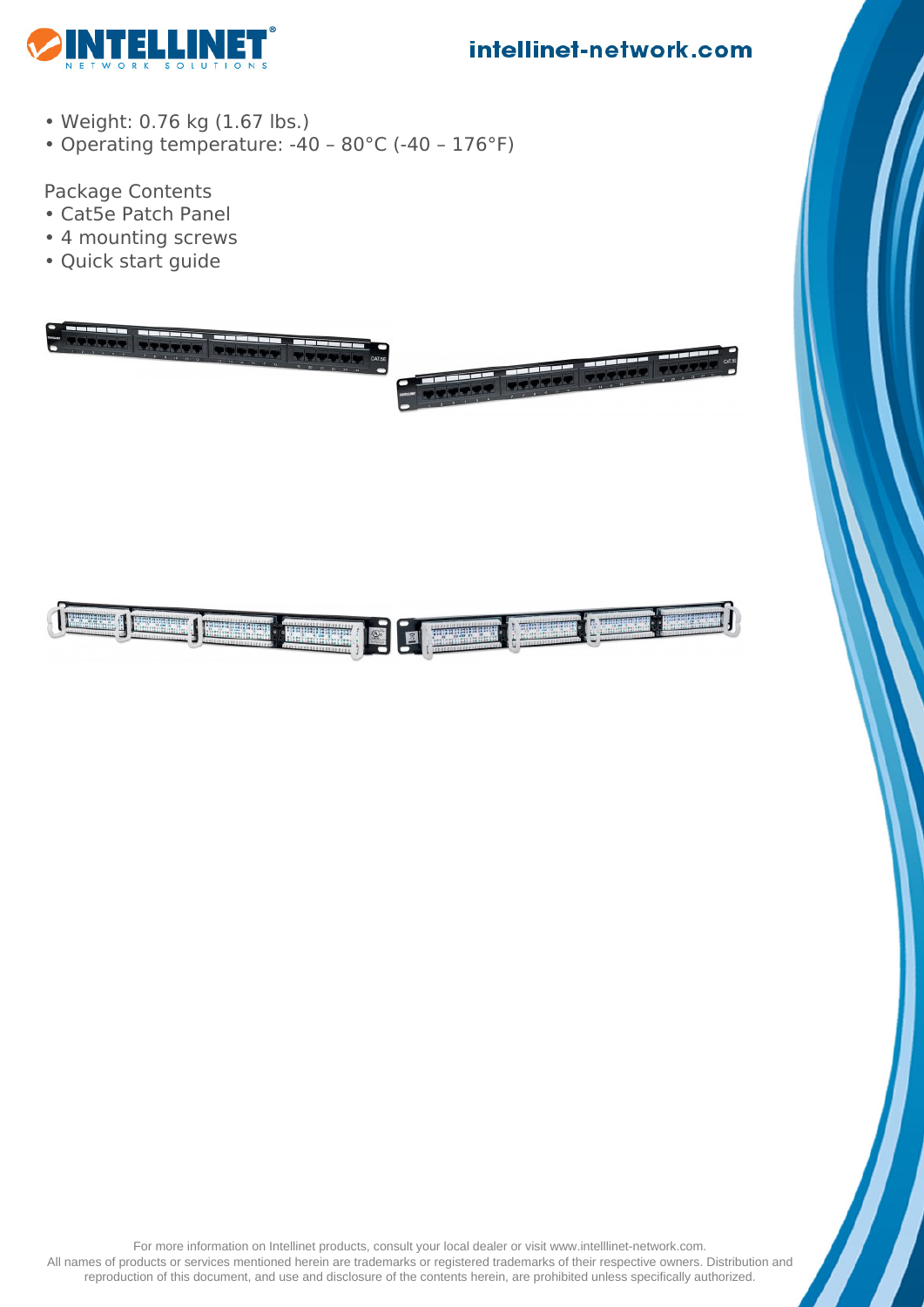- Weight: 0.76 kg (1.67 lbs.)
- Operating temperature: -40 – 80°C (-40 – 176°F)

Package Contents

- Cat5e Patch Panel
- 4 mounting screws
- Quick start guide

For more information on Intellinet products, consult your local dealer or visit www.intelllinet-network.com.
All names of products or services mentioned herein are trademarks or registered trademarks of their respective owners. Distribution and reproduction of this document, and use and disclosure of the contents herein, are prohibited unless specifically authorized.